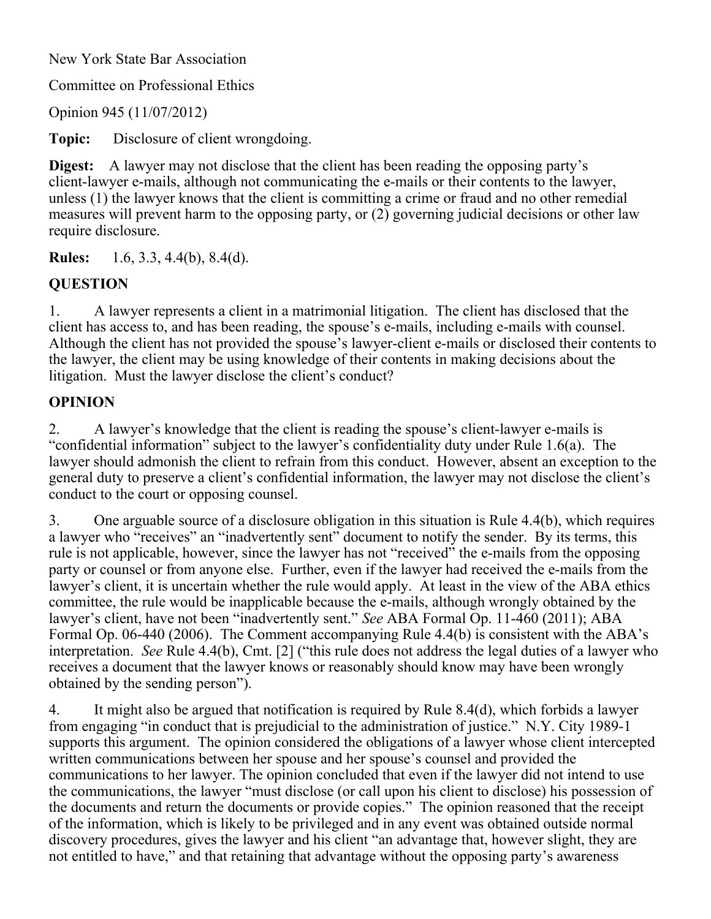New York State Bar Association

Committee on Professional Ethics

Opinion 945 (11/07/2012)

**Topic:** Disclosure of client wrongdoing.

**Digest:** A lawyer may not disclose that the client has been reading the opposing party's client-lawyer e-mails, although not communicating the e-mails or their contents to the lawyer, unless (1) the lawyer knows that the client is committing a crime or fraud and no other remedial measures will prevent harm to the opposing party, or (2) governing judicial decisions or other law require disclosure.

**Rules:** 1.6, 3.3, 4.4(b), 8.4(d).

## QUESTION

1. A lawyer represents a client in a matrimonial litigation. The client has disclosed that the client has access to, and has been reading, the spouse's e-mails, including e-mails with counsel. Although the client has not provided the spouse's lawyer-client e-mails or disclosed their contents to the lawyer, the client may be using knowledge of their contents in making decisions about the litigation. Must the lawyer disclose the client's conduct?

## OPINION

2. A lawyer's knowledge that the client is reading the spouse's client-lawyer e-mails is "confidential information" subject to the lawyer's confidentiality duty under Rule 1.6(a). The lawyer should admonish the client to refrain from this conduct. However, absent an exception to the general duty to preserve a client's confidential information, the lawyer may not disclose the client's conduct to the court or opposing counsel.

3. One arguable source of a disclosure obligation in this situation is Rule 4.4(b), which requires a lawyer who "receives" an "inadvertently sent" document to notify the sender. By its terms, this rule is not applicable, however, since the lawyer has not "received" the e-mails from the opposing party or counsel or from anyone else. Further, even if the lawyer had received the e-mails from the lawyer's client, it is uncertain whether the rule would apply. At least in the view of the ABA ethics committee, the rule would be inapplicable because the e-mails, although wrongly obtained by the lawyer's client, have not been "inadvertently sent." *See* ABA Formal Op. 11-460 (2011); ABA Formal Op. 06-440 (2006). The Comment accompanying Rule 4.4(b) is consistent with the ABA's interpretation. *See* Rule 4.4(b), Cmt. [2] ("this rule does not address the legal duties of a lawyer who receives a document that the lawyer knows or reasonably should know may have been wrongly obtained by the sending person").

4. It might also be argued that notification is required by Rule 8.4(d), which forbids a lawyer from engaging "in conduct that is prejudicial to the administration of justice." N.Y. City 1989-1 supports this argument. The opinion considered the obligations of a lawyer whose client intercepted written communications between her spouse and her spouse's counsel and provided the communications to her lawyer. The opinion concluded that even if the lawyer did not intend to use the communications, the lawyer "must disclose (or call upon his client to disclose) his possession of the documents and return the documents or provide copies." The opinion reasoned that the receipt of the information, which is likely to be privileged and in any event was obtained outside normal discovery procedures, gives the lawyer and his client "an advantage that, however slight, they are not entitled to have," and that retaining that advantage without the opposing party's awareness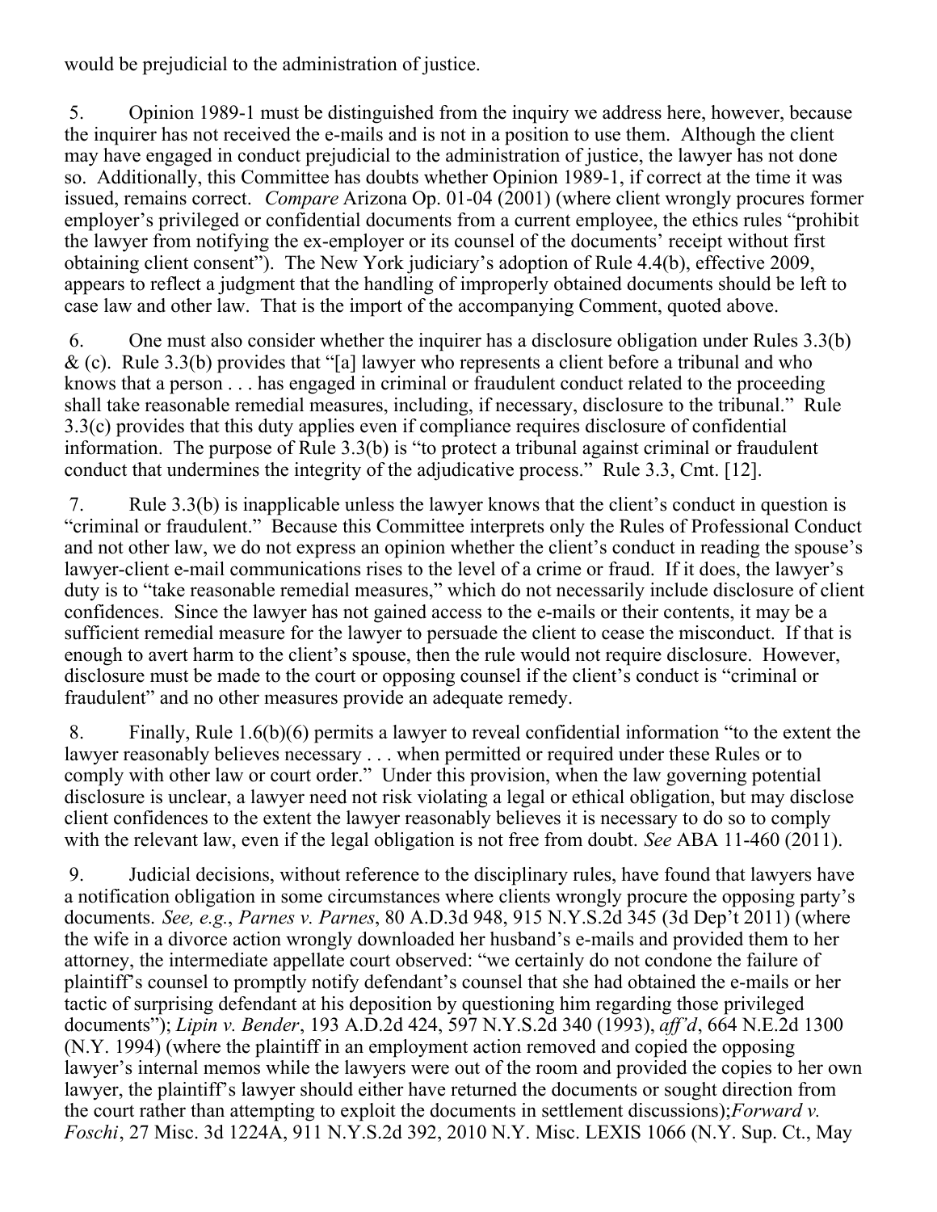would be prejudicial to the administration of justice.

5. Opinion 1989-1 must be distinguished from the inquiry we address here, however, because the inquirer has not received the e-mails and is not in a position to use them. Although the client may have engaged in conduct prejudicial to the administration of justice, the lawyer has not done so. Additionally, this Committee has doubts whether Opinion 1989-1, if correct at the time it was issued, remains correct. *Compare* Arizona Op. 01-04 (2001) (where client wrongly procures former employer's privileged or confidential documents from a current employee, the ethics rules "prohibit the lawyer from notifying the ex-employer or its counsel of the documents' receipt without first obtaining client consent"). The New York judiciary's adoption of Rule 4.4(b), effective 2009, appears to reflect a judgment that the handling of improperly obtained documents should be left to case law and other law. That is the import of the accompanying Comment, quoted above.

6. One must also consider whether the inquirer has a disclosure obligation under Rules 3.3(b) & (c). Rule 3.3(b) provides that "[a] lawyer who represents a client before a tribunal and who knows that a person . . . has engaged in criminal or fraudulent conduct related to the proceeding shall take reasonable remedial measures, including, if necessary, disclosure to the tribunal." Rule 3.3(c) provides that this duty applies even if compliance requires disclosure of confidential information. The purpose of Rule 3.3(b) is "to protect a tribunal against criminal or fraudulent conduct that undermines the integrity of the adjudicative process." Rule 3.3, Cmt. [12].

7. Rule 3.3(b) is inapplicable unless the lawyer knows that the client's conduct in question is "criminal or fraudulent." Because this Committee interprets only the Rules of Professional Conduct and not other law, we do not express an opinion whether the client's conduct in reading the spouse's lawyer-client e-mail communications rises to the level of a crime or fraud. If it does, the lawyer's duty is to "take reasonable remedial measures," which do not necessarily include disclosure of client confidences. Since the lawyer has not gained access to the e-mails or their contents, it may be a sufficient remedial measure for the lawyer to persuade the client to cease the misconduct. If that is enough to avert harm to the client's spouse, then the rule would not require disclosure. However, disclosure must be made to the court or opposing counsel if the client's conduct is "criminal or fraudulent" and no other measures provide an adequate remedy.

8. Finally, Rule 1.6(b)(6) permits a lawyer to reveal confidential information "to the extent the lawyer reasonably believes necessary . . . when permitted or required under these Rules or to comply with other law or court order." Under this provision, when the law governing potential disclosure is unclear, a lawyer need not risk violating a legal or ethical obligation, but may disclose client confidences to the extent the lawyer reasonably believes it is necessary to do so to comply with the relevant law, even if the legal obligation is not free from doubt. *See* ABA 11-460 (2011).

9. Judicial decisions, without reference to the disciplinary rules, have found that lawyers have a notification obligation in some circumstances where clients wrongly procure the opposing party's documents. *See, e.g.*, *Parnes v. Parnes*, 80 A.D.3d 948, 915 N.Y.S.2d 345 (3d Dep't 2011) (where the wife in a divorce action wrongly downloaded her husband's e-mails and provided them to her attorney, the intermediate appellate court observed: "we certainly do not condone the failure of plaintiff's counsel to promptly notify defendant's counsel that she had obtained the e-mails or her tactic of surprising defendant at his deposition by questioning him regarding those privileged documents"); *Lipin v. Bender*, 193 A.D.2d 424, 597 N.Y.S.2d 340 (1993), *aff'd*, 664 N.E.2d 1300 (N.Y. 1994) (where the plaintiff in an employment action removed and copied the opposing lawyer's internal memos while the lawyers were out of the room and provided the copies to her own lawyer, the plaintiff's lawyer should either have returned the documents or sought direction from the court rather than attempting to exploit the documents in settlement discussions);*Forward v. Foschi*, 27 Misc. 3d 1224A, 911 N.Y.S.2d 392, 2010 N.Y. Misc. LEXIS 1066 (N.Y. Sup. Ct., May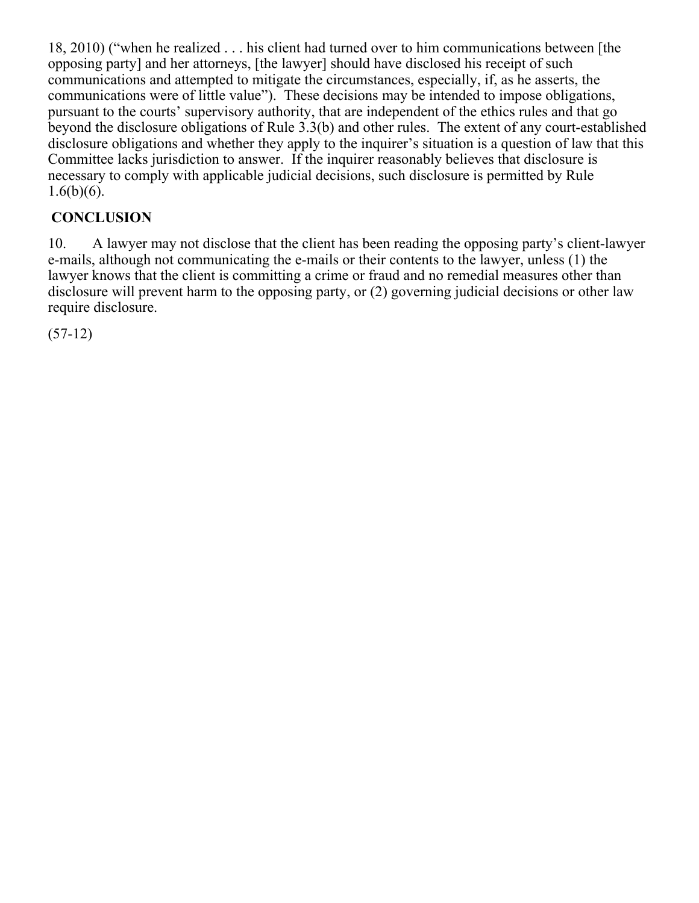18, 2010) ("when he realized . . . his client had turned over to him communications between [the opposing party] and her attorneys, [the lawyer] should have disclosed his receipt of such communications and attempted to mitigate the circumstances, especially, if, as he asserts, the communications were of little value"). These decisions may be intended to impose obligations, pursuant to the courts' supervisory authority, that are independent of the ethics rules and that go beyond the disclosure obligations of Rule 3.3(b) and other rules. The extent of any court-established disclosure obligations and whether they apply to the inquirer's situation is a question of law that this Committee lacks jurisdiction to answer. If the inquirer reasonably believes that disclosure is necessary to comply with applicable judicial decisions, such disclosure is permitted by Rule 1.6(b)(6).

## CONCLUSION

10. A lawyer may not disclose that the client has been reading the opposing party's client-lawyer e-mails, although not communicating the e-mails or their contents to the lawyer, unless (1) the lawyer knows that the client is committing a crime or fraud and no remedial measures other than disclosure will prevent harm to the opposing party, or (2) governing judicial decisions or other law require disclosure.

(57-12)